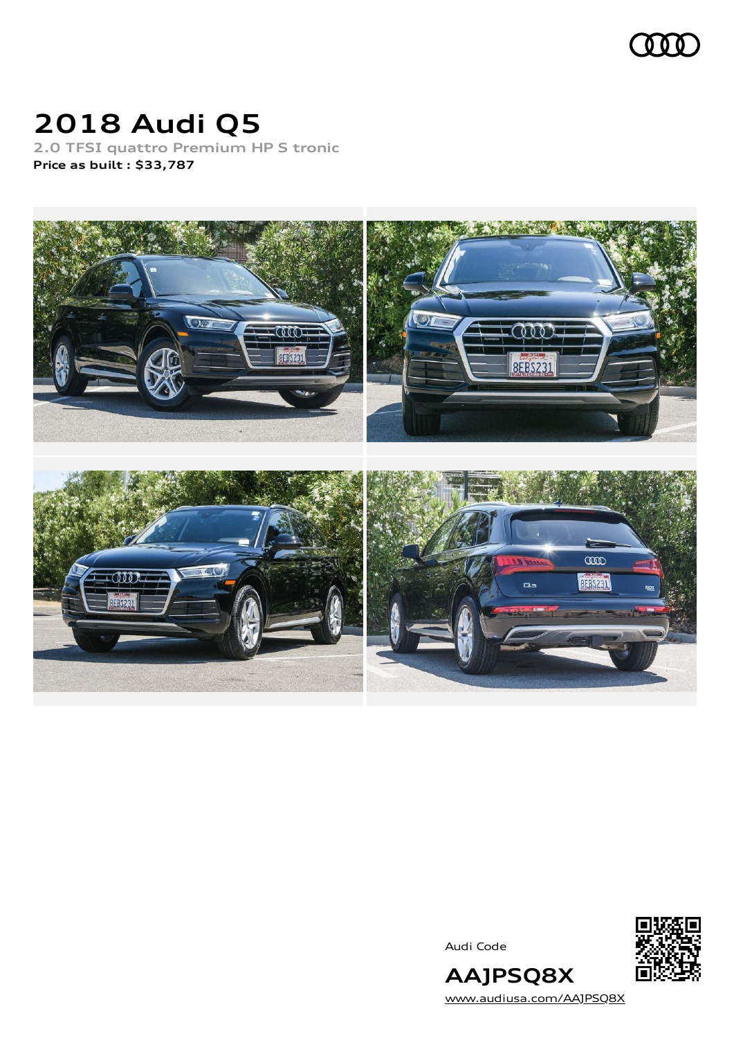# 2018 Audi Q5

2.0 TFSI quattro Premium HP S tronic

**Price as built : $33,787**

Audi Code

**AAJPSQ8X**

www.audiusa.com/AAJPSQ8X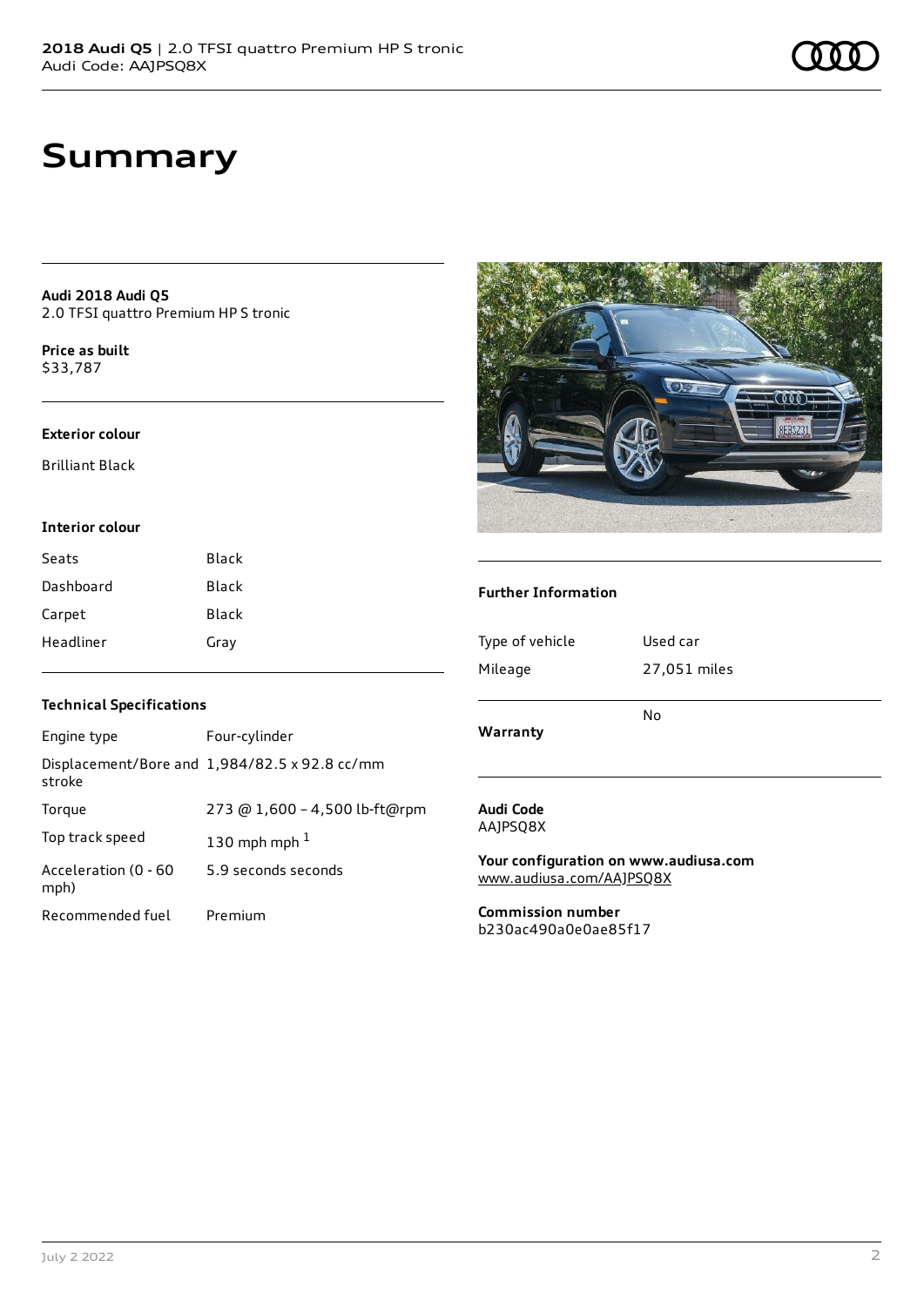# Summary

**Audi 2018 Audi Q5**
2.0 TFSI quattro Premium HP S tronic

**Price as built**
$33,787

### Exterior colour

Brilliant Black

### Interior colour

| Seats | Black |
| --- | --- |
| Dashboard | Black |
| Carpet | Black |
| Headliner | Gray |

### Technical Specifications

| Engine type | Four-cylinder |
| --- | --- |
| Displacement/Bore and stroke | 1,984/82.5 x 92.8 cc/mm |
| Torque | 273 @ 1,600 - 4,500 lb-ft@rpm |
| Top track speed | 130 mph mph [1] |
| Acceleration (0 - 60 mph) | 5.9 seconds seconds |
| Recommended fuel | Premium |

### Further Information

| Type of vehicle | Used car |
| --- | --- |
| Mileage | 27,051 miles |
| **Warranty** | No |

**Audi Code**
AAJPSQ8X

**Your configuration on www.audiusa.com**
www.audiusa.com/AAJPSQ8X

**Commission number**
b230ac490a0e0ae85f17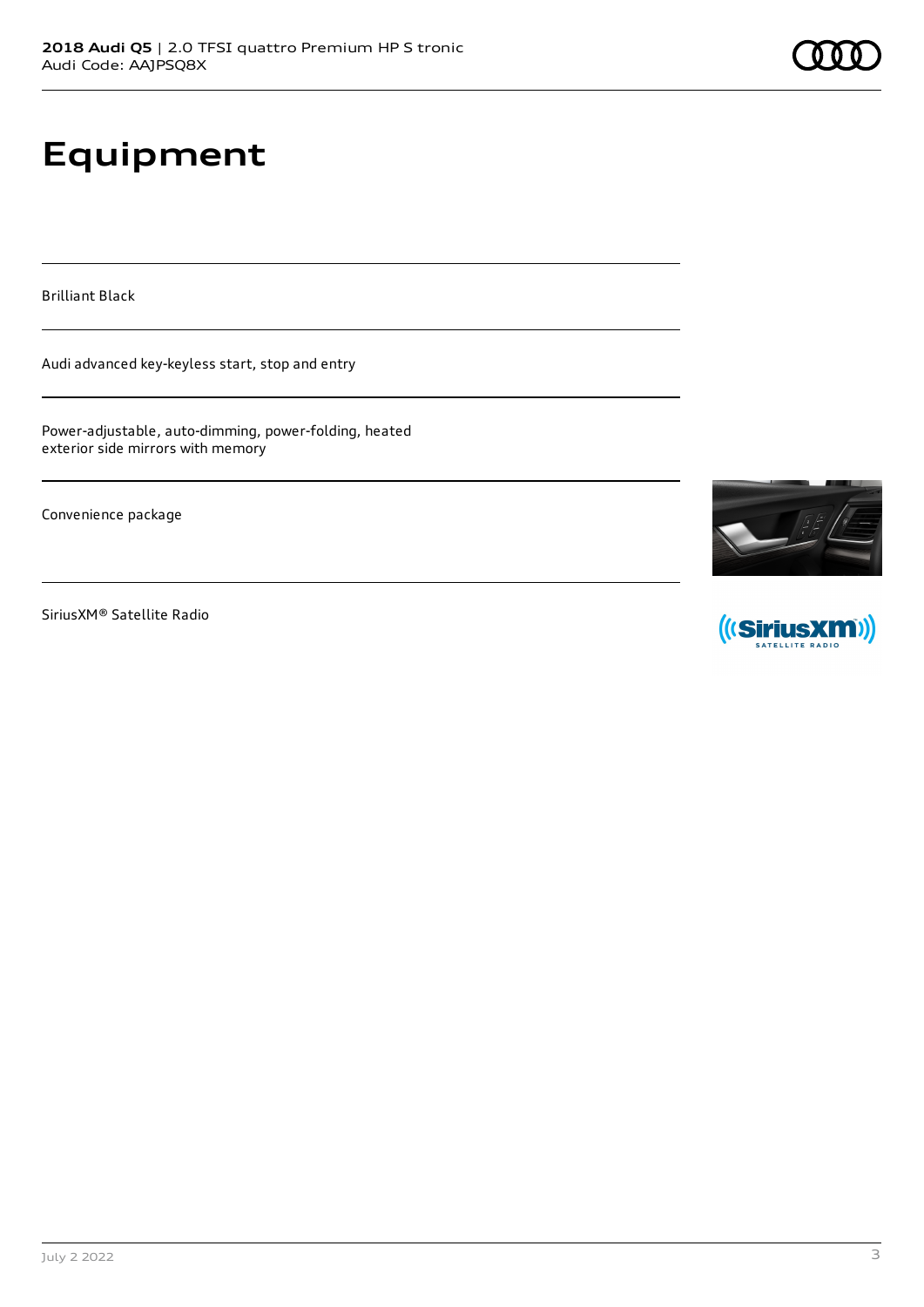# Equipment

Brilliant Black

Audi advanced key-keyless start, stop and entry

Power-adjustable, auto-dimming, power-folding, heated exterior side mirrors with memory

Convenience package

SiriusXM® Satellite Radio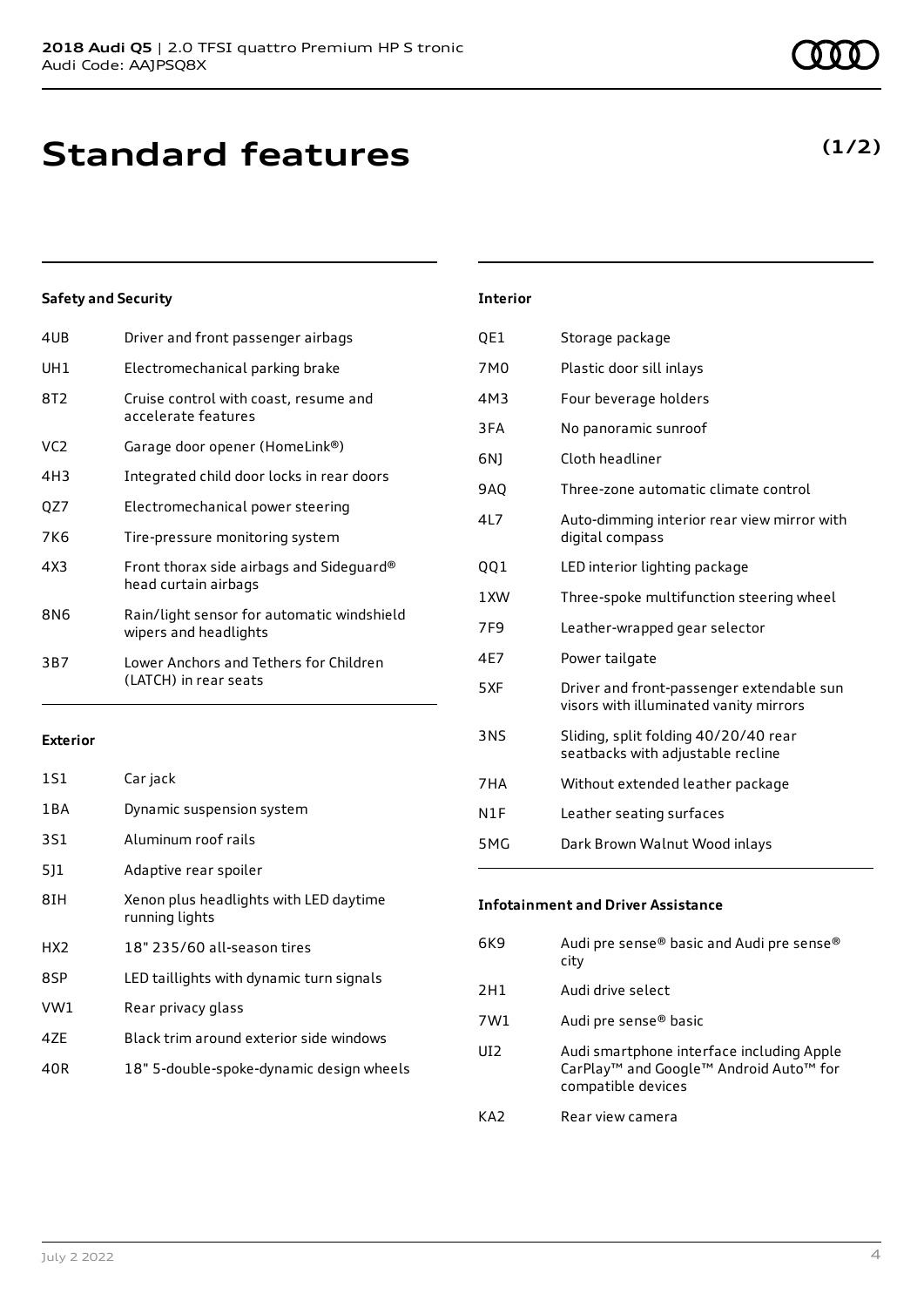# Standard features

**(1/2)**

### Safety and Security

| | |
|---|---|
| 4UB | Driver and front passenger airbags |
| UH1 | Electromechanical parking brake |
| 8T2 | Cruise control with coast, resume and accelerate features |
| VC2 | Garage door opener (HomeLink®) |
| 4H3 | Integrated child door locks in rear doors |
| QZ7 | Electromechanical power steering |
| 7K6 | Tire-pressure monitoring system |
| 4X3 | Front thorax side airbags and Sideguard® head curtain airbags |
| 8N6 | Rain/light sensor for automatic windshield wipers and headlights |
| 3B7 | Lower Anchors and Tethers for Children (LATCH) in rear seats |

### Exterior

| | |
|---|---|
| 1S1 | Car jack |
| 1BA | Dynamic suspension system |
| 3S1 | Aluminum roof rails |
| 5J1 | Adaptive rear spoiler |
| 8IH | Xenon plus headlights with LED daytime running lights |
| HX2 | 18" 235/60 all-season tires |
| 8SP | LED taillights with dynamic turn signals |
| VW1 | Rear privacy glass |
| 4ZE | Black trim around exterior side windows |
| 40R | 18" 5-double-spoke-dynamic design wheels |

### Interior

| | |
|---|---|
| QE1 | Storage package |
| 7M0 | Plastic door sill inlays |
| 4M3 | Four beverage holders |
| 3FA | No panoramic sunroof |
| 6NJ | Cloth headliner |
| 9AQ | Three-zone automatic climate control |
| 4L7 | Auto-dimming interior rear view mirror with digital compass |
| QQ1 | LED interior lighting package |
| 1XW | Three-spoke multifunction steering wheel |
| 7F9 | Leather-wrapped gear selector |
| 4E7 | Power tailgate |
| 5XF | Driver and front-passenger extendable sun visors with illuminated vanity mirrors |
| 3NS | Sliding, split folding 40/20/40 rear seatbacks with adjustable recline |
| 7HA | Without extended leather package |
| N1F | Leather seating surfaces |
| 5MG | Dark Brown Walnut Wood inlays |

### Infotainment and Driver Assistance

| | |
|---|---|
| 6K9 | Audi pre sense® basic and Audi pre sense® city |
| 2H1 | Audi drive select |
| 7W1 | Audi pre sense® basic |
| UI2 | Audi smartphone interface including Apple CarPlay™ and Google™ Android Auto™ for compatible devices |
| KA2 | Rear view camera |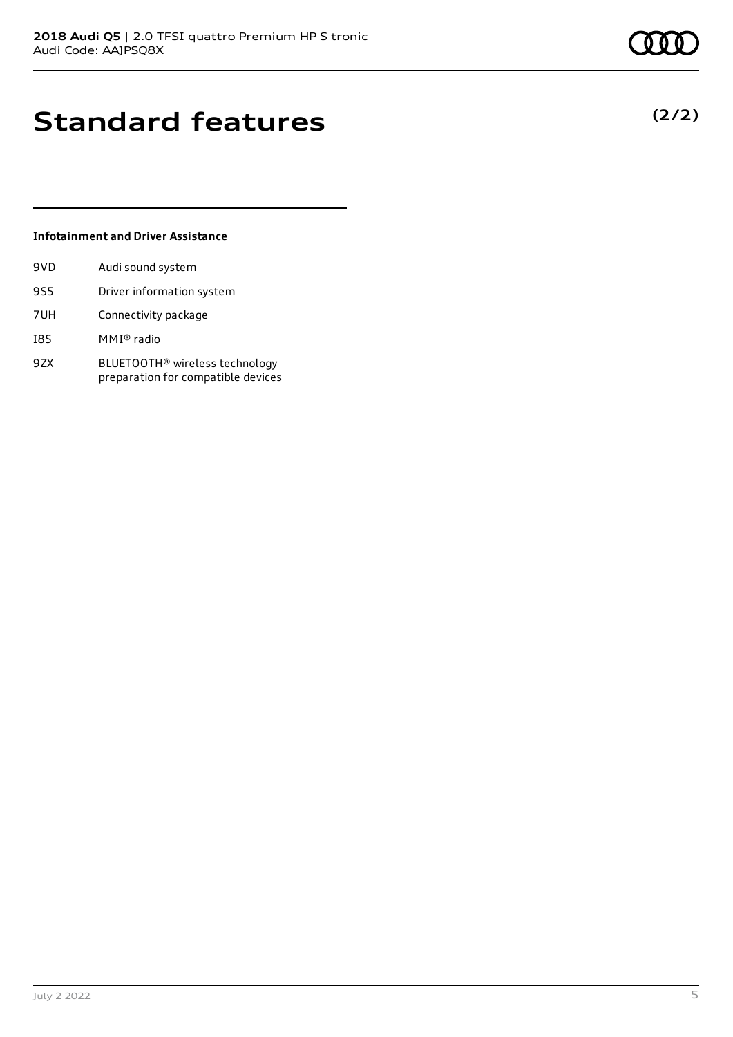# Standard features

**(2/2)**

### Infotainment and Driver Assistance

| | |
|---|---|
| 9VD | Audi sound system |
| 9S5 | Driver information system |
| 7UH | Connectivity package |
| I8S | MMI® radio |
| 9ZX | BLUETOOTH® wireless technology preparation for compatible devices |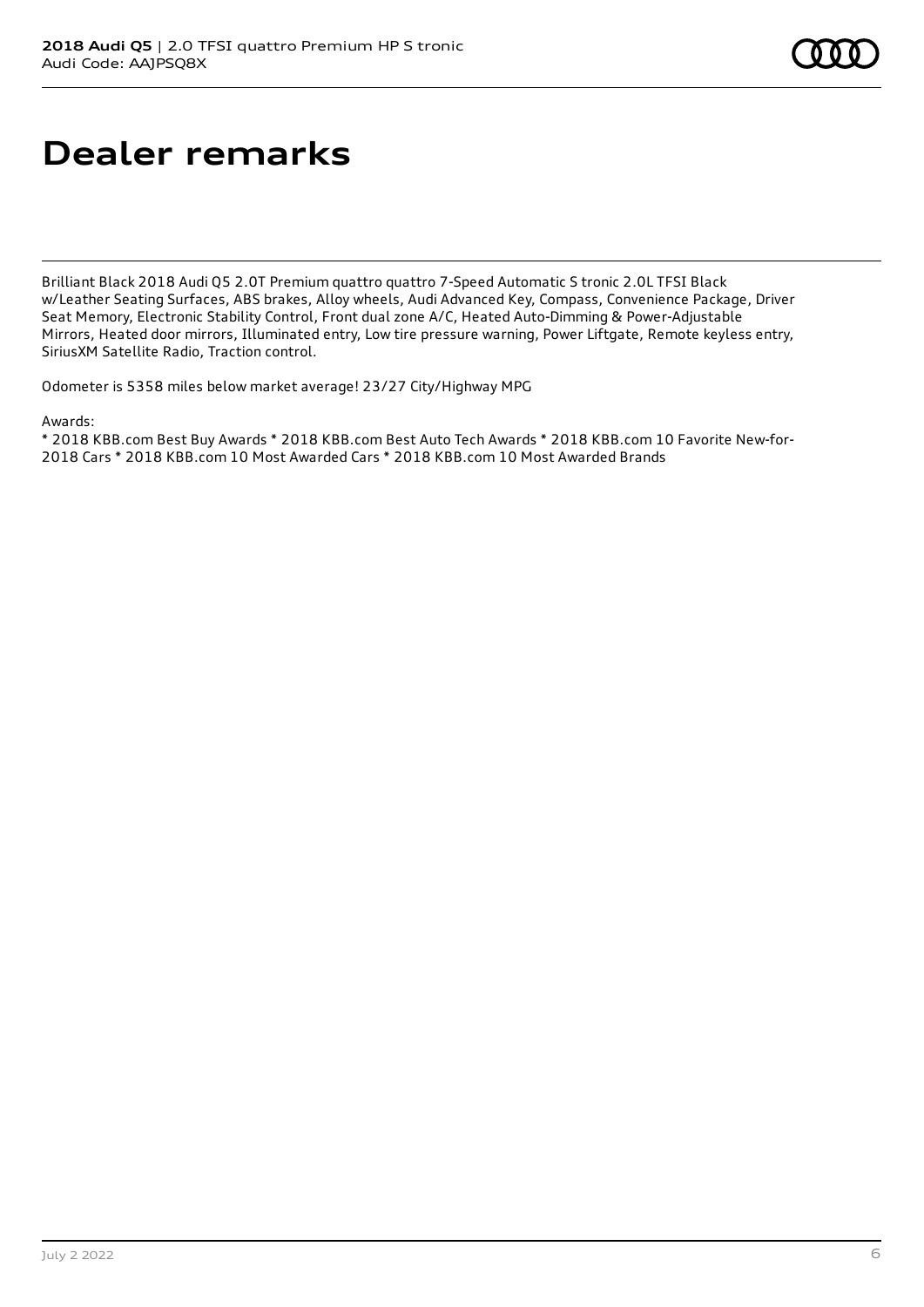# Dealer remarks

Brilliant Black 2018 Audi Q5 2.0T Premium quattro quattro 7-Speed Automatic S tronic 2.0L TFSI Black w/Leather Seating Surfaces, ABS brakes, Alloy wheels, Audi Advanced Key, Compass, Convenience Package, Driver Seat Memory, Electronic Stability Control, Front dual zone A/C, Heated Auto-Dimming & Power-Adjustable Mirrors, Heated door mirrors, Illuminated entry, Low tire pressure warning, Power Liftgate, Remote keyless entry, SiriusXM Satellite Radio, Traction control.

Odometer is 5358 miles below market average! 23/27 City/Highway MPG

Awards:

* 2018 KBB.com Best Buy Awards * 2018 KBB.com Best Auto Tech Awards * 2018 KBB.com 10 Favorite New-for-2018 Cars * 2018 KBB.com 10 Most Awarded Cars * 2018 KBB.com 10 Most Awarded Brands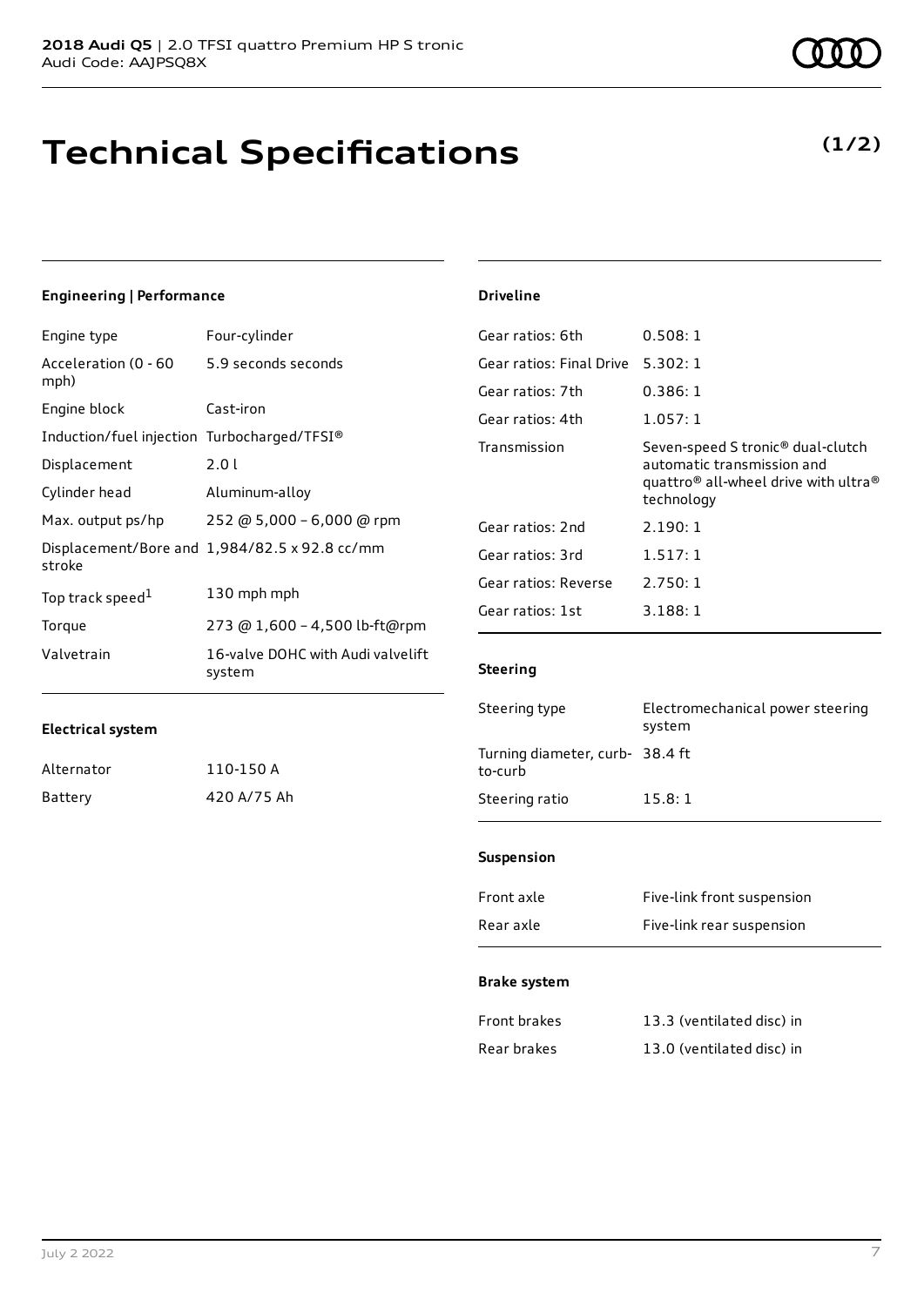**2018 Audi Q5** | 2.0 TFSI quattro Premium HP S tronic
Audi Code: AAJPSQ8X

# Technical Specifications

**(1/2)**

### Engineering | Performance

| | |
|---|---|
| Engine type | Four-cylinder |
| Acceleration (0 - 60 mph) | 5.9 seconds seconds |
| Engine block | Cast-iron |
| Induction/fuel injection | Turbocharged/TFSI® |
| Displacement | 2.0 l |
| Cylinder head | Aluminum-alloy |
| Max. output ps/hp | 252 @ 5,000 – 6,000 @ rpm |
| Displacement/Bore and stroke | 1,984/82.5 x 92.8 cc/mm |
| Top track speed[1] | 130 mph mph |
| Torque | 273 @ 1,600 – 4,500 lb-ft@rpm |
| Valvetrain | 16-valve DOHC with Audi valvelift system |

### Electrical system

| | |
|---|---|
| Alternator | 110-150 A |
| Battery | 420 A/75 Ah |

### Driveline

| | |
|---|---|
| Gear ratios: 6th | 0.508: 1 |
| Gear ratios: Final Drive | 5.302: 1 |
| Gear ratios: 7th | 0.386: 1 |
| Gear ratios: 4th | 1.057: 1 |
| Transmission | Seven-speed S tronic® dual-clutch automatic transmission and quattro® all-wheel drive with ultra® technology |
| Gear ratios: 2nd | 2.190: 1 |
| Gear ratios: 3rd | 1.517: 1 |
| Gear ratios: Reverse | 2.750: 1 |
| Gear ratios: 1st | 3.188: 1 |

### Steering

| | |
|---|---|
| Steering type | Electromechanical power steering system |
| Turning diameter, curb-to-curb | 38.4 ft |
| Steering ratio | 15.8: 1 |

### Suspension

| | |
|---|---|
| Front axle | Five-link front suspension |
| Rear axle | Five-link rear suspension |

### Brake system

| | |
|---|---|
| Front brakes | 13.3 (ventilated disc) in |
| Rear brakes | 13.0 (ventilated disc) in |

July 2 2022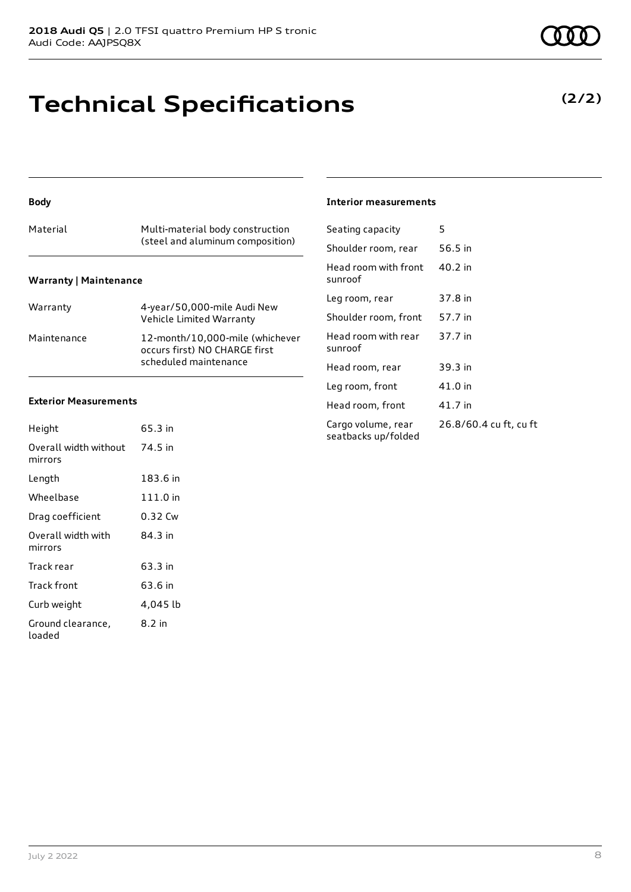# Technical Specifications

**(2/2)**

### Body

| | |
|---|---|
| Material | Multi-material body construction (steel and aluminum composition) |

### Warranty | Maintenance

| | |
|---|---|
| Warranty | 4-year/50,000-mile Audi New Vehicle Limited Warranty |
| Maintenance | 12-month/10,000-mile (whichever occurs first) NO CHARGE first scheduled maintenance |

### Exterior Measurements

| | |
|---|---|
| Height | 65.3 in |
| Overall width without mirrors | 74.5 in |
| Length | 183.6 in |
| Wheelbase | 111.0 in |
| Drag coefficient | 0.32 Cw |
| Overall width with mirrors | 84.3 in |
| Track rear | 63.3 in |
| Track front | 63.6 in |
| Curb weight | 4,045 lb |
| Ground clearance, loaded | 8.2 in |

### Interior measurements

| | |
|---|---|
| Seating capacity | 5 |
| Shoulder room, rear | 56.5 in |
| Head room with front sunroof | 40.2 in |
| Leg room, rear | 37.8 in |
| Shoulder room, front | 57.7 in |
| Head room with rear sunroof | 37.7 in |
| Head room, rear | 39.3 in |
| Leg room, front | 41.0 in |
| Head room, front | 41.7 in |
| Cargo volume, rear seatbacks up/folded | 26.8/60.4 cu ft, cu ft |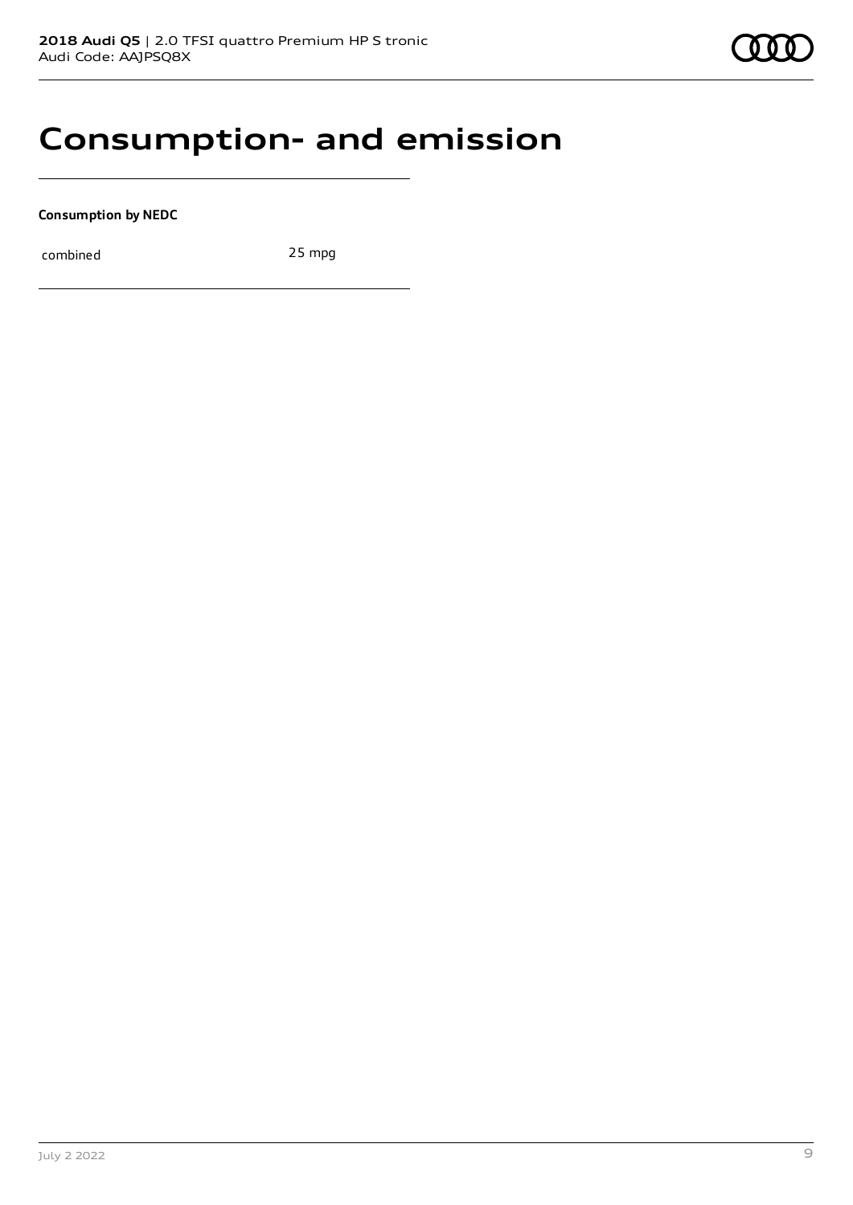# Consumption- and emission

**Consumption by NEDC**

| | |
|---|---|
| combined | 25 mpg |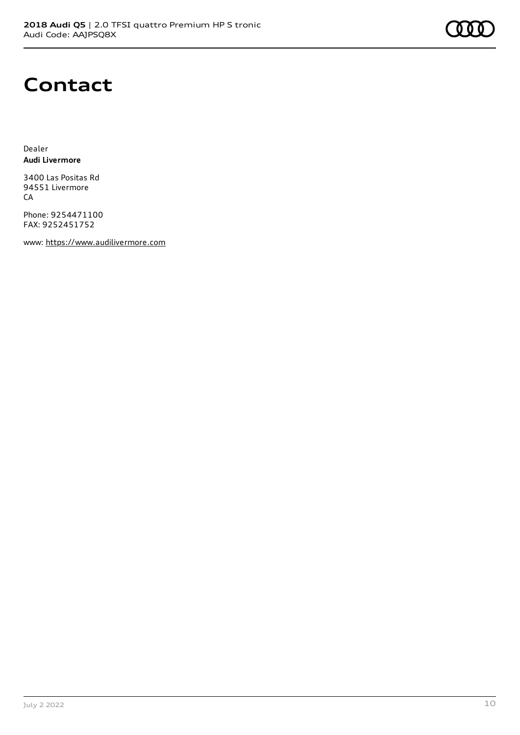# Contact

Dealer
**Audi Livermore**

3400 Las Positas Rd
94551 Livermore
CA

Phone: 9254471100
FAX: 9252451752

www: https://www.audilivermore.com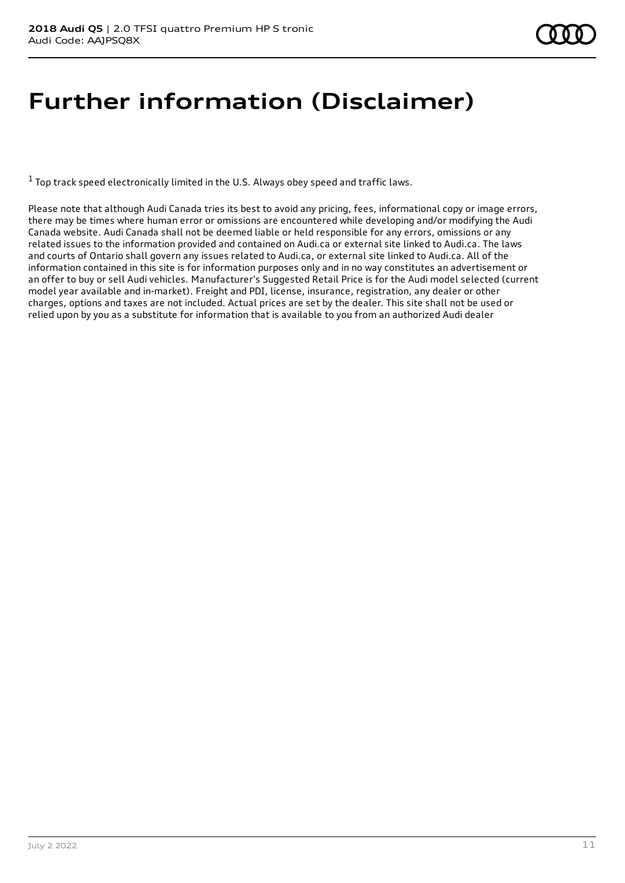# Further information (Disclaimer)

[1] Top track speed electronically limited in the U.S. Always obey speed and traffic laws.

Please note that although Audi Canada tries its best to avoid any pricing, fees, informational copy or image errors, there may be times where human error or omissions are encountered while developing and/or modifying the Audi Canada website. Audi Canada shall not be deemed liable or held responsible for any errors, omissions or any related issues to the information provided and contained on Audi.ca or external site linked to Audi.ca. The laws and courts of Ontario shall govern any issues related to Audi.ca, or external site linked to Audi.ca. All of the information contained in this site is for information purposes only and in no way constitutes an advertisement or an offer to buy or sell Audi vehicles. Manufacturer's Suggested Retail Price is for the Audi model selected (current model year available and in-market). Freight and PDI, license, insurance, registration, any dealer or other charges, options and taxes are not included. Actual prices are set by the dealer. This site shall not be used or relied upon by you as a substitute for information that is available to you from an authorized Audi dealer